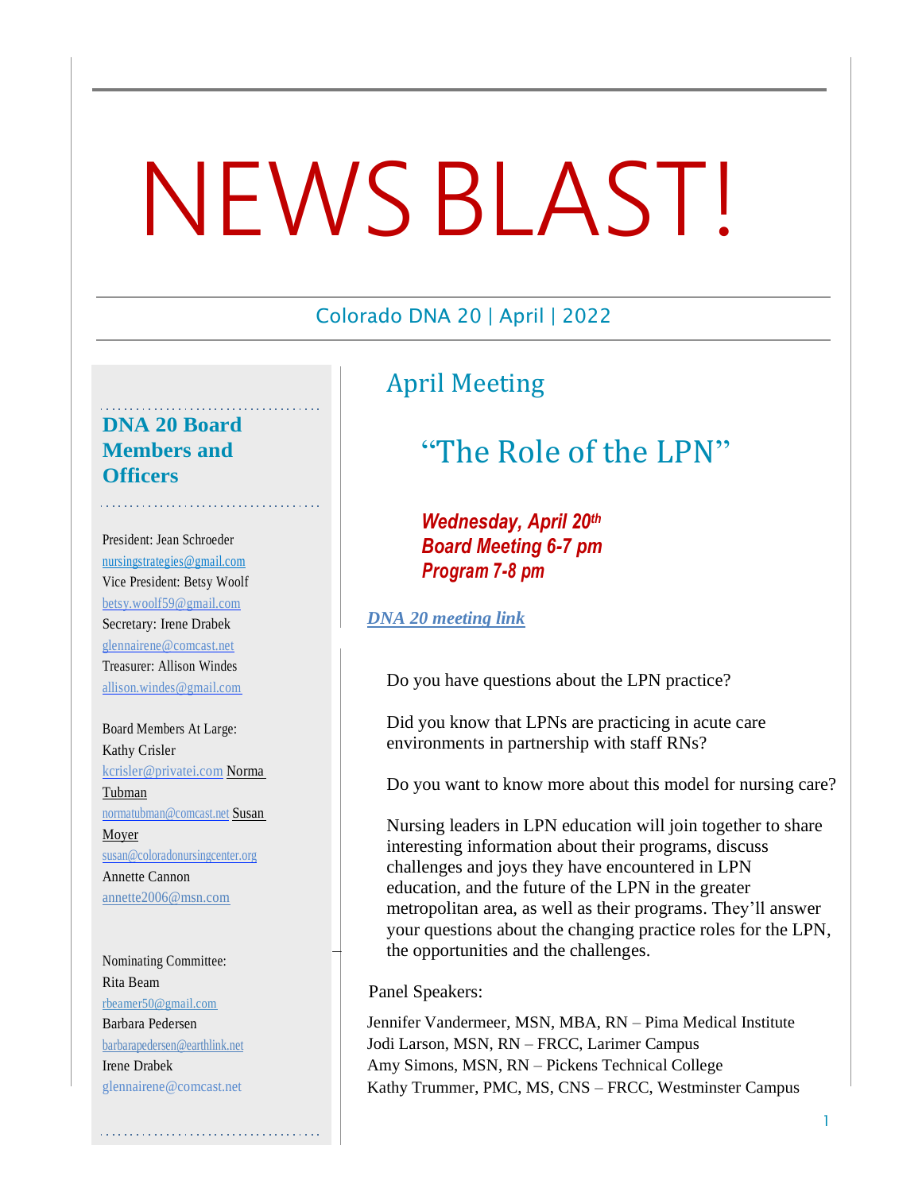# NEWS BLAST!

Colorado DNA 20 | April | 2022

## April Meeting

### "The Role of the LPN"

***Wednesday, April 20th***
***Board Meeting 6-7 pm***
***Program 7-8 pm***

***DNA 20 meeting link***

Do you have questions about the LPN practice?

Did you know that LPNs are practicing in acute care environments in partnership with staff RNs?

Do you want to know more about this model for nursing care?

Nursing leaders in LPN education will join together to share interesting information about their programs, discuss challenges and joys they have encountered in LPN education, and the future of the LPN in the greater metropolitan area, as well as their programs. They'll answer your questions about the changing practice roles for the LPN, the opportunities and the challenges.

Panel Speakers:

Jennifer Vandermeer, MSN, MBA, RN – Pima Medical Institute
Jodi Larson, MSN, RN – FRCC, Larimer Campus
Amy Simons, MSN, RN – Pickens Technical College
Kathy Trummer, PMC, MS, CNS – FRCC, Westminster Campus

## DNA 20 Board Members and Officers

President: Jean Schroeder
nursingstrategies@gmail.com
Vice President: Betsy Woolf
betsy.woolf59@gmail.com
Secretary: Irene Drabek
glennairene@comcast.net
Treasurer: Allison Windes
allison.windes@gmail.com

Board Members At Large:
Kathy Crisler
kcrisler@privatei.com
Norma Tubman
normatubman@comcast.net
Susan Moyer
susan@coloradonursingcenter.org
Annette Cannon
annette2006@msn.com

Nominating Committee:
Rita Beam
rbeamer50@gmail.com
Barbara Pedersen
barbarapedersen@earthlink.net
Irene Drabek
glennairene@comcast.net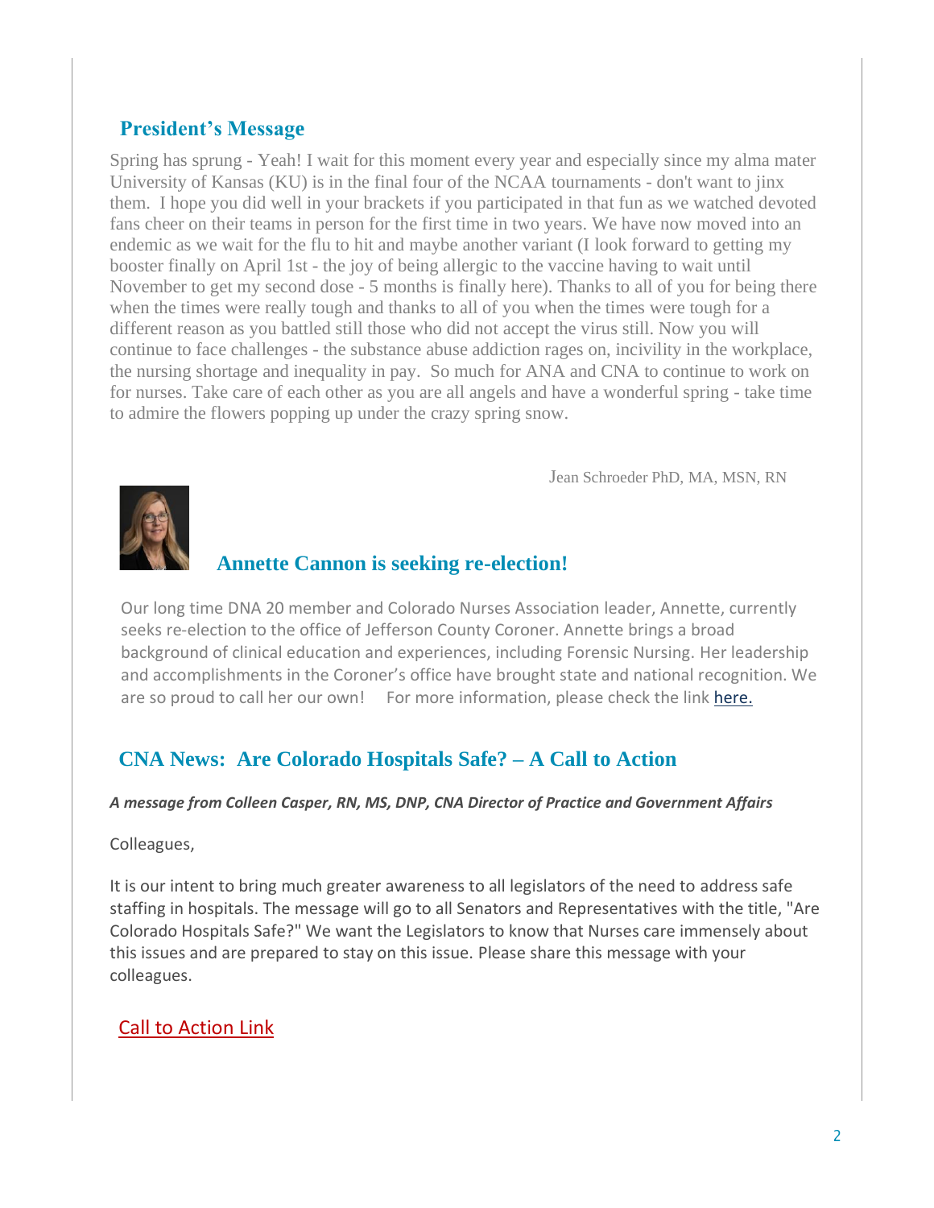## President's Message

Spring has sprung - Yeah! I wait for this moment every year and especially since my alma mater University of Kansas (KU) is in the final four of the NCAA tournaments - don't want to jinx them. I hope you did well in your brackets if you participated in that fun as we watched devoted fans cheer on their teams in person for the first time in two years. We have now moved into an endemic as we wait for the flu to hit and maybe another variant (I look forward to getting my booster finally on April 1st - the joy of being allergic to the vaccine having to wait until November to get my second dose - 5 months is finally here). Thanks to all of you for being there when the times were really tough and thanks to all of you when the times were tough for a different reason as you battled still those who did not accept the virus still. Now you will continue to face challenges - the substance abuse addiction rages on, incivility in the workplace, the nursing shortage and inequality in pay. So much for ANA and CNA to continue to work on for nurses. Take care of each other as you are all angels and have a wonderful spring - take time to admire the flowers popping up under the crazy spring snow.

Jean Schroeder PhD, MA, MSN, RN

## Annette Cannon is seeking re-election!

Our long time DNA 20 member and Colorado Nurses Association leader, Annette, currently seeks re-election to the office of Jefferson County Coroner. Annette brings a broad background of clinical education and experiences, including Forensic Nursing. Her leadership and accomplishments in the Coroner's office have brought state and national recognition. We are so proud to call her our own! For more information, please check the link here.

## CNA News: Are Colorado Hospitals Safe? – A Call to Action

***A message from Colleen Casper, RN, MS, DNP, CNA Director of Practice and Government Affairs***

Colleagues,

It is our intent to bring much greater awareness to all legislators of the need to address safe staffing in hospitals. The message will go to all Senators and Representatives with the title, "Are Colorado Hospitals Safe?" We want the Legislators to know that Nurses care immensely about this issues and are prepared to stay on this issue. Please share this message with your colleagues.

Call to Action Link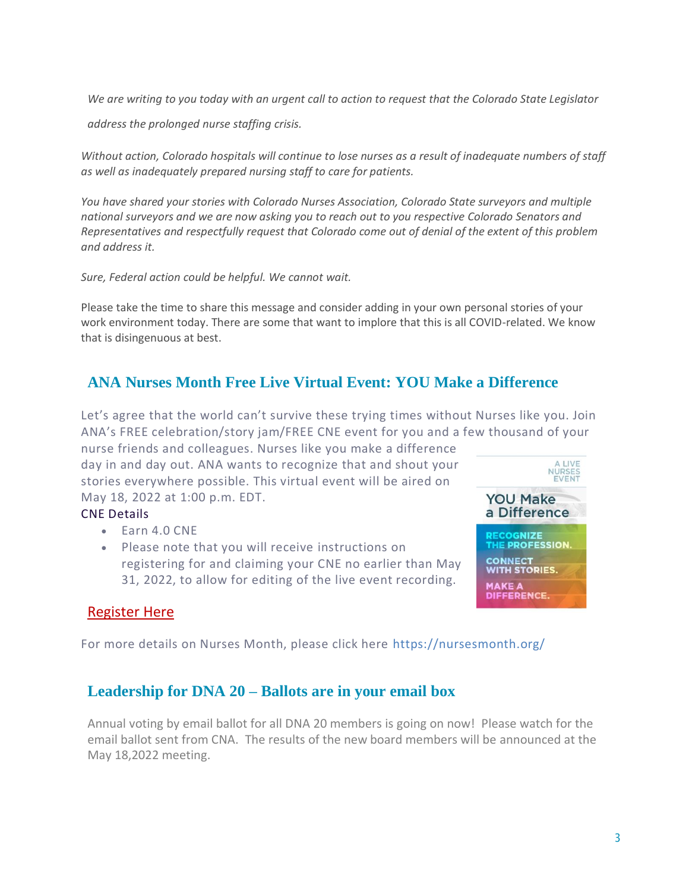*We are writing to you today with an urgent call to action to request that the Colorado State Legislator address the prolonged nurse staffing crisis.*

*Without action, Colorado hospitals will continue to lose nurses as a result of inadequate numbers of staff as well as inadequately prepared nursing staff to care for patients.*

*You have shared your stories with Colorado Nurses Association, Colorado State surveyors and multiple national surveyors and we are now asking you to reach out to you respective Colorado Senators and Representatives and respectfully request that Colorado come out of denial of the extent of this problem and address it.*

*Sure, Federal action could be helpful. We cannot wait.*

Please take the time to share this message and consider adding in your own personal stories of your work environment today. There are some that want to implore that this is all COVID-related. We know that is disingenuous at best.

## ANA Nurses Month Free Live Virtual Event: YOU Make a Difference

Let's agree that the world can't survive these trying times without Nurses like you. Join ANA's FREE celebration/story jam/FREE CNE event for you and a few thousand of your nurse friends and colleagues. Nurses like you make a difference day in and day out. ANA wants to recognize that and shout your stories everywhere possible. This virtual event will be aired on May 18, 2022 at 1:00 p.m. EDT.

CNE Details

- Earn 4.0 CNE
- Please note that you will receive instructions on registering for and claiming your CNE no earlier than May 31, 2022, to allow for editing of the live event recording.

A LIVE NURSES EVENT

YOU Make a Difference

RECOGNIZE THE PROFESSION.

CONNECT WITH STORIES.

MAKE A DIFFERENCE.

Register Here

For more details on Nurses Month, please click here https://nursesmonth.org/

## Leadership for DNA 20 – Ballots are in your email box

Annual voting by email ballot for all DNA 20 members is going on now! Please watch for the email ballot sent from CNA. The results of the new board members will be announced at the May 18,2022 meeting.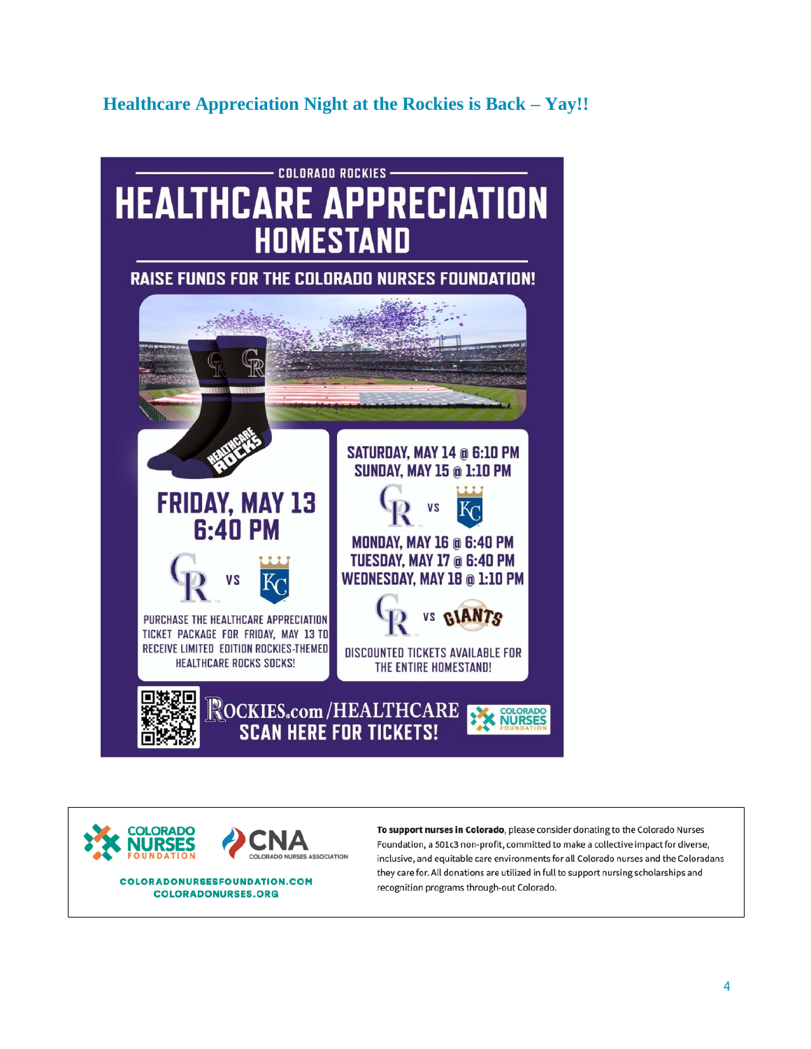## Healthcare Appreciation Night at the Rockies is Back – Yay!!

COLORADO ROCKIES

# HEALTHCARE APPRECIATION HOMESTAND

RAISE FUNDS FOR THE COLORADO NURSES FOUNDATION!

HEALTHCARE ROCKS

**FRIDAY, MAY 13**
**6:40 PM**

VS

PURCHASE THE HEALTHCARE APPRECIATION TICKET PACKAGE FOR FRIDAY, MAY 13 TO RECEIVE LIMITED EDITION ROCKIES-THEMED HEALTHCARE ROCKS SOCKS!

**SATURDAY, MAY 14 @ 6:10 PM**
**SUNDAY, MAY 15 @ 1:10 PM**

VS

**MONDAY, MAY 16 @ 6:40 PM**
**TUESDAY, MAY 17 @ 6:40 PM**
**WEDNESDAY, MAY 18 @ 1:10 PM**

VS GIANTS

DISCOUNTED TICKETS AVAILABLE FOR THE ENTIRE HOMESTAND!

ROCKIES.com/HEALTHCARE
SCAN HERE FOR TICKETS!

COLORADO NURSES FOUNDATION

---

COLORADO NURSES FOUNDATION

CNA COLORADO NURSES ASSOCIATION

COLORADONURSESFOUNDATION.COM
COLORADONURSES.ORG

**To support nurses in Colorado**, please consider donating to the Colorado Nurses Foundation, a 501c3 non-profit, committed to make a collective impact for diverse, inclusive, and equitable care environments for all Colorado nurses and the Coloradans they care for. All donations are utilized in full to support nursing scholarships and recognition programs through-out Colorado.